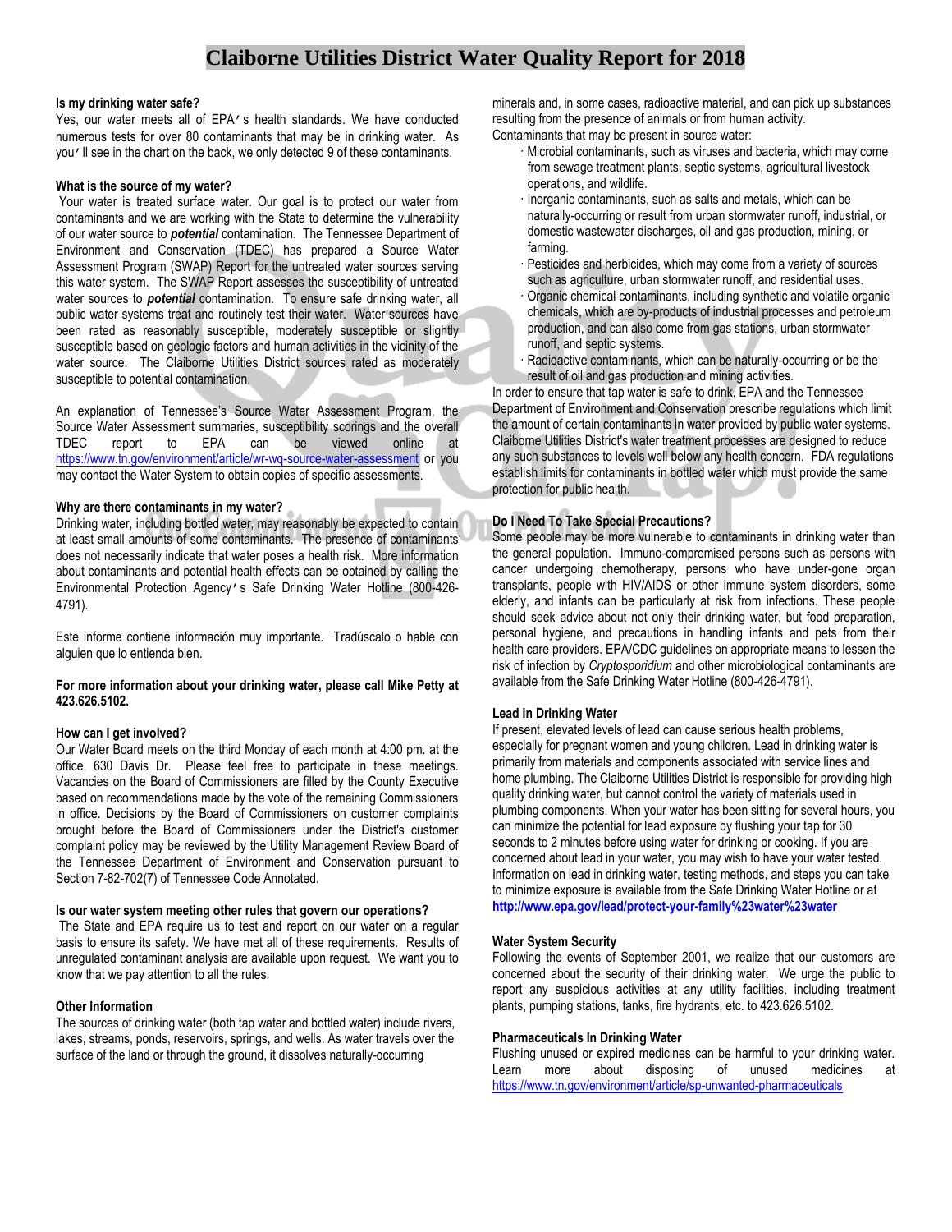# Claiborne Utilities District Water Quality Report for 2018

**Is my drinking water safe?**

Yes, our water meets all of EPA's health standards. We have conducted numerous tests for over 80 contaminants that may be in drinking water. As you'll see in the chart on the back, we only detected 9 of these contaminants.

**What is the source of my water?**

Your water is treated surface water. Our goal is to protect our water from contaminants and we are working with the State to determine the vulnerability of our water source to ***potential*** contamination. The Tennessee Department of Environment and Conservation (TDEC) has prepared a Source Water Assessment Program (SWAP) Report for the untreated water sources serving this water system. The SWAP Report assesses the susceptibility of untreated water sources to ***potential*** contamination. To ensure safe drinking water, all public water systems treat and routinely test their water. Water sources have been rated as reasonably susceptible, moderately susceptible or slightly susceptible based on geologic factors and human activities in the vicinity of the water source. The Claiborne Utilities District sources rated as moderately susceptible to potential contamination.

An explanation of Tennessee's Source Water Assessment Program, the Source Water Assessment summaries, susceptibility scorings and the overall TDEC report to EPA can be viewed online at https://www.tn.gov/environment/article/wr-wq-source-water-assessment or you may contact the Water System to obtain copies of specific assessments.

**Why are there contaminants in my water?**

Drinking water, including bottled water, may reasonably be expected to contain at least small amounts of some contaminants. The presence of contaminants does not necessarily indicate that water poses a health risk. More information about contaminants and potential health effects can be obtained by calling the Environmental Protection Agency's Safe Drinking Water Hotline (800-426-4791).

Este informe contiene información muy importante. Tradúscalo o hable con alguien que lo entienda bien.

**For more information about your drinking water, please call Mike Petty at 423.626.5102.**

**How can I get involved?**

Our Water Board meets on the third Monday of each month at 4:00 pm. at the office, 630 Davis Dr. Please feel free to participate in these meetings. Vacancies on the Board of Commissioners are filled by the County Executive based on recommendations made by the vote of the remaining Commissioners in office. Decisions by the Board of Commissioners on customer complaints brought before the Board of Commissioners under the District's customer complaint policy may be reviewed by the Utility Management Review Board of the Tennessee Department of Environment and Conservation pursuant to Section 7-82-702(7) of Tennessee Code Annotated.

**Is our water system meeting other rules that govern our operations?**

The State and EPA require us to test and report on our water on a regular basis to ensure its safety. We have met all of these requirements. Results of unregulated contaminant analysis are available upon request. We want you to know that we pay attention to all the rules.

**Other Information**

The sources of drinking water (both tap water and bottled water) include rivers, lakes, streams, ponds, reservoirs, springs, and wells. As water travels over the surface of the land or through the ground, it dissolves naturally-occurring minerals and, in some cases, radioactive material, and can pick up substances resulting from the presence of animals or from human activity.

Contaminants that may be present in source water:

- Microbial contaminants, such as viruses and bacteria, which may come from sewage treatment plants, septic systems, agricultural livestock operations, and wildlife.
- Inorganic contaminants, such as salts and metals, which can be naturally-occurring or result from urban stormwater runoff, industrial, or domestic wastewater discharges, oil and gas production, mining, or farming.
- Pesticides and herbicides, which may come from a variety of sources such as agriculture, urban stormwater runoff, and residential uses.
- Organic chemical contaminants, including synthetic and volatile organic chemicals, which are by-products of industrial processes and petroleum production, and can also come from gas stations, urban stormwater runoff, and septic systems.
- Radioactive contaminants, which can be naturally-occurring or be the result of oil and gas production and mining activities.

In order to ensure that tap water is safe to drink, EPA and the Tennessee Department of Environment and Conservation prescribe regulations which limit the amount of certain contaminants in water provided by public water systems. Claiborne Utilities District's water treatment processes are designed to reduce any such substances to levels well below any health concern. FDA regulations establish limits for contaminants in bottled water which must provide the same protection for public health.

**Do I Need To Take Special Precautions?**

Some people may be more vulnerable to contaminants in drinking water than the general population. Immuno-compromised persons such as persons with cancer undergoing chemotherapy, persons who have under-gone organ transplants, people with HIV/AIDS or other immune system disorders, some elderly, and infants can be particularly at risk from infections. These people should seek advice about not only their drinking water, but food preparation, personal hygiene, and precautions in handling infants and pets from their health care providers. EPA/CDC guidelines on appropriate means to lessen the risk of infection by *Cryptosporidium* and other microbiological contaminants are available from the Safe Drinking Water Hotline (800-426-4791).

**Lead in Drinking Water**

If present, elevated levels of lead can cause serious health problems, especially for pregnant women and young children. Lead in drinking water is primarily from materials and components associated with service lines and home plumbing. The Claiborne Utilities District is responsible for providing high quality drinking water, but cannot control the variety of materials used in plumbing components. When your water has been sitting for several hours, you can minimize the potential for lead exposure by flushing your tap for 30 seconds to 2 minutes before using water for drinking or cooking. If you are concerned about lead in your water, you may wish to have your water tested. Information on lead in drinking water, testing methods, and steps you can take to minimize exposure is available from the Safe Drinking Water Hotline or at **http://www.epa.gov/lead/protect-your-family%23water%23water**

**Water System Security**

Following the events of September 2001, we realize that our customers are concerned about the security of their drinking water. We urge the public to report any suspicious activities at any utility facilities, including treatment plants, pumping stations, tanks, fire hydrants, etc. to 423.626.5102.

**Pharmaceuticals In Drinking Water**

Flushing unused or expired medicines can be harmful to your drinking water. Learn more about disposing of unused medicines at https://www.tn.gov/environment/article/sp-unwanted-pharmaceuticals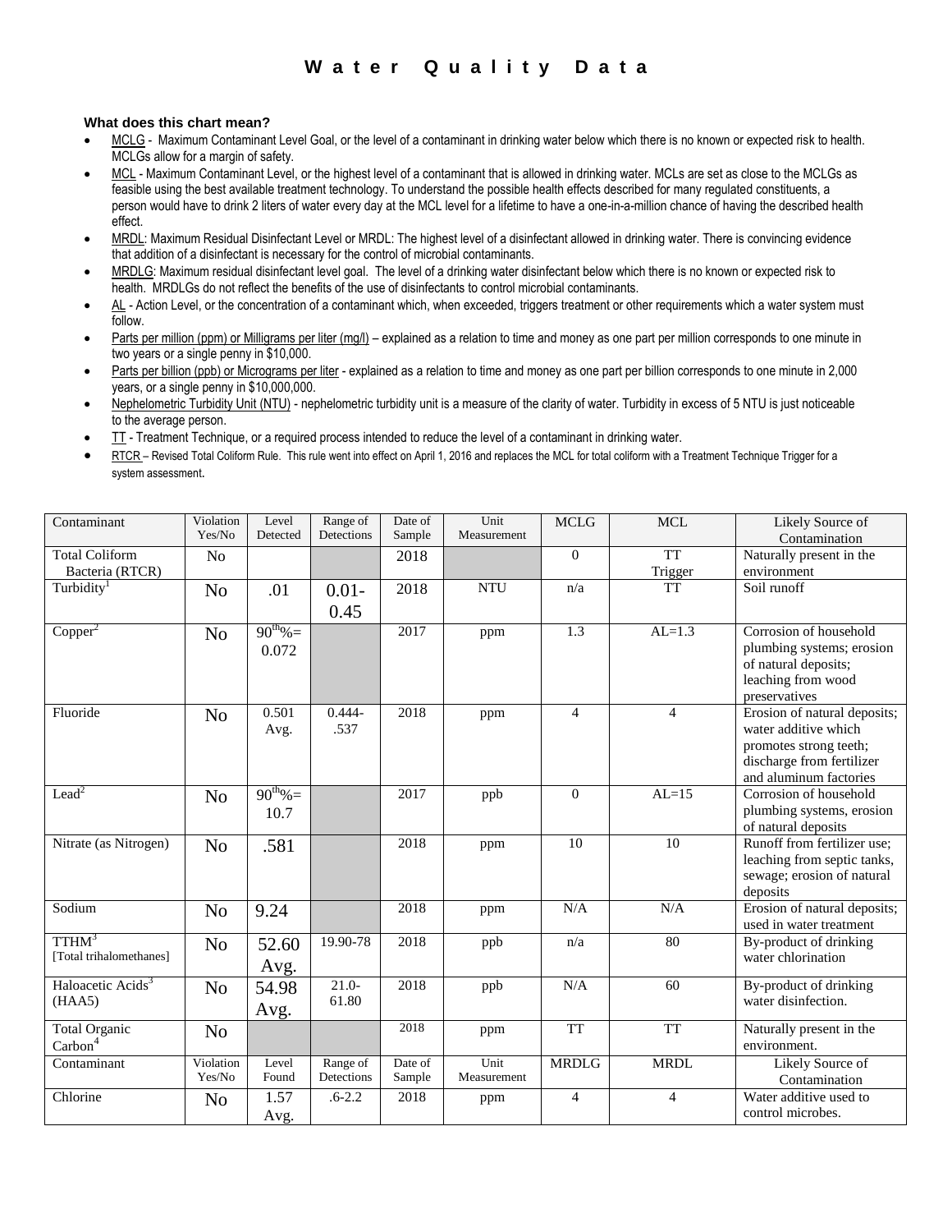# Water Quality Data

**What does this chart mean?**

- MCLG - Maximum Contaminant Level Goal, or the level of a contaminant in drinking water below which there is no known or expected risk to health. MCLGs allow for a margin of safety.
- MCL - Maximum Contaminant Level, or the highest level of a contaminant that is allowed in drinking water. MCLs are set as close to the MCLGs as feasible using the best available treatment technology. To understand the possible health effects described for many regulated constituents, a person would have to drink 2 liters of water every day at the MCL level for a lifetime to have a one-in-a-million chance of having the described health effect.
- MRDL: Maximum Residual Disinfectant Level or MRDL: The highest level of a disinfectant allowed in drinking water. There is convincing evidence that addition of a disinfectant is necessary for the control of microbial contaminants.
- MRDLG: Maximum residual disinfectant level goal. The level of a drinking water disinfectant below which there is no known or expected risk to health. MRDLGs do not reflect the benefits of the use of disinfectants to control microbial contaminants.
- AL - Action Level, or the concentration of a contaminant which, when exceeded, triggers treatment or other requirements which a water system must follow.
- Parts per million (ppm) or Milligrams per liter (mg/l) – explained as a relation to time and money as one part per million corresponds to one minute in two years or a single penny in $10,000.
- Parts per billion (ppb) or Micrograms per liter - explained as a relation to time and money as one part per billion corresponds to one minute in 2,000 years, or a single penny in $10,000,000.
- Nephelometric Turbidity Unit (NTU) - nephelometric turbidity unit is a measure of the clarity of water. Turbidity in excess of 5 NTU is just noticeable to the average person.
- TT - Treatment Technique, or a required process intended to reduce the level of a contaminant in drinking water.
- RTCR – Revised Total Coliform Rule. This rule went into effect on April 1, 2016 and replaces the MCL for total coliform with a Treatment Technique Trigger for a system assessment.

| Contaminant | Violation Yes/No | Level Detected | Range of Detections | Date of Sample | Unit Measurement | MCLG | MCL | Likely Source of Contamination |
|---|---|---|---|---|---|---|---|---|
| Total Coliform Bacteria (RTCR) | No | | | 2018 | | 0 | TT Trigger | Naturally present in the environment |
| Turbidity[1] | No | .01 | 0.01-0.45 | 2018 | NTU | n/a | TT | Soil runoff |
| Copper[2] | No | $90^{th}$%= 0.072 | | 2017 | ppm | 1.3 | AL=1.3 | Corrosion of household plumbing systems; erosion of natural deposits; leaching from wood preservatives |
| Fluoride | No | 0.501 Avg. | 0.444-.537 | 2018 | ppm | 4 | 4 | Erosion of natural deposits; water additive which promotes strong teeth; discharge from fertilizer and aluminum factories |
| Lead[2] | No | $90^{th}$%= 10.7 | | 2017 | ppb | 0 | AL=15 | Corrosion of household plumbing systems, erosion of natural deposits |
| Nitrate (as Nitrogen) | No | .581 | | 2018 | ppm | 10 | 10 | Runoff from fertilizer use; leaching from septic tanks, sewage; erosion of natural deposits |
| Sodium | No | 9.24 | | 2018 | ppm | N/A | N/A | Erosion of natural deposits; used in water treatment |
| TTHM[3] [Total trihalomethanes] | No | 52.60 Avg. | 19.90-78 | 2018 | ppb | n/a | 80 | By-product of drinking water chlorination |
| Haloacetic Acids[3] (HAA5) | No | 54.98 Avg. | 21.0-61.80 | 2018 | ppb | N/A | 60 | By-product of drinking water disinfection. |
| Total Organic Carbon[4] | No | | | 2018 | ppm | TT | TT | Naturally present in the environment. |
| Contaminant | Violation Yes/No | Level Found | Range of Detections | Date of Sample | Unit Measurement | MRDLG | MRDL | Likely Source of Contamination |
| Chlorine | No | 1.57 Avg. | .6-2.2 | 2018 | ppm | 4 | 4 | Water additive used to control microbes. |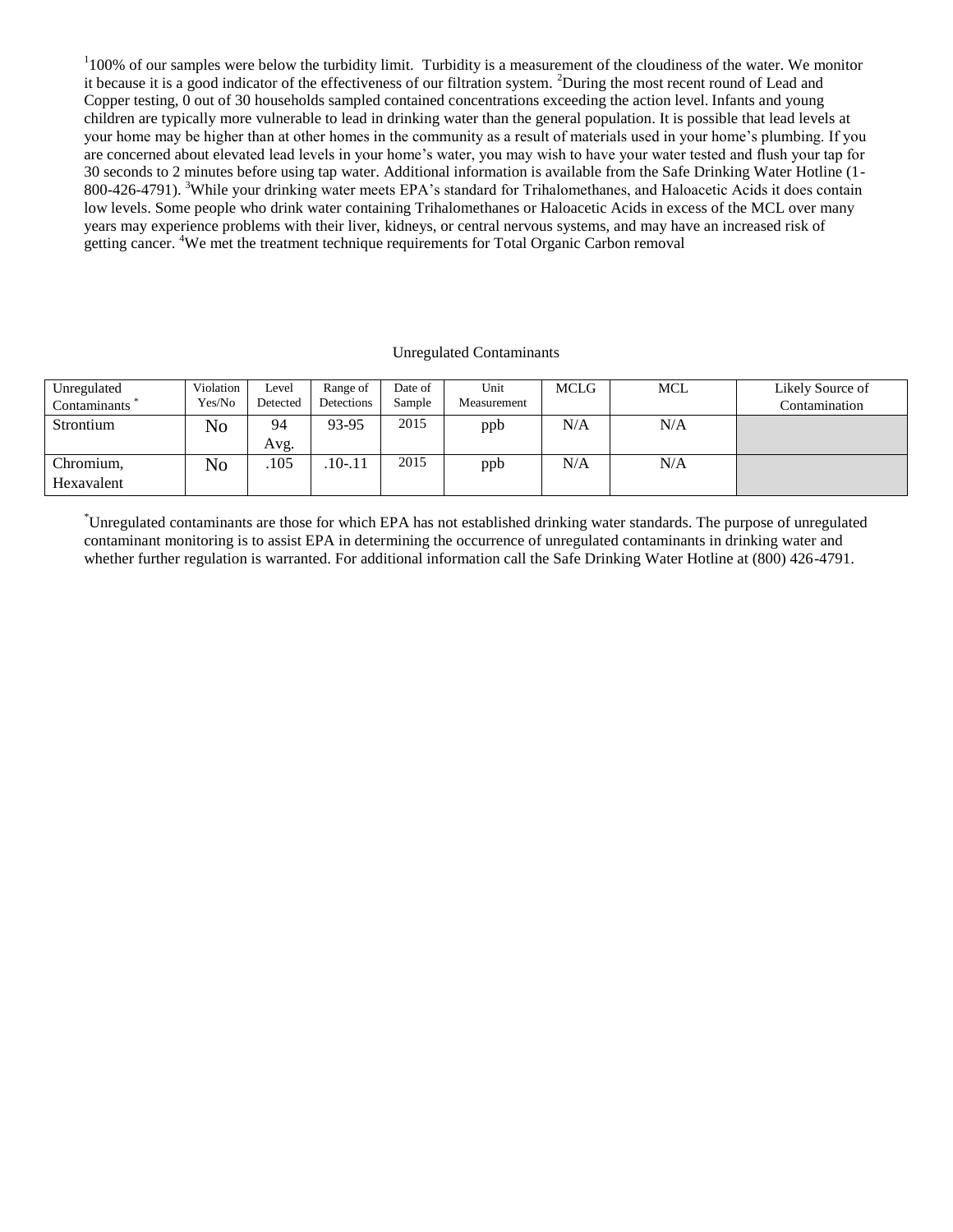[1]100% of our samples were below the turbidity limit. Turbidity is a measurement of the cloudiness of the water. We monitor it because it is a good indicator of the effectiveness of our filtration system. [2]During the most recent round of Lead and Copper testing, 0 out of 30 households sampled contained concentrations exceeding the action level. Infants and young children are typically more vulnerable to lead in drinking water than the general population. It is possible that lead levels at your home may be higher than at other homes in the community as a result of materials used in your home's plumbing. If you are concerned about elevated lead levels in your home's water, you may wish to have your water tested and flush your tap for 30 seconds to 2 minutes before using tap water. Additional information is available from the Safe Drinking Water Hotline (1-800-426-4791). [3]While your drinking water meets EPA's standard for Trihalomethanes, and Haloacetic Acids it does contain low levels. Some people who drink water containing Trihalomethanes or Haloacetic Acids in excess of the MCL over many years may experience problems with their liver, kidneys, or central nervous systems, and may have an increased risk of getting cancer. [4]We met the treatment technique requirements for Total Organic Carbon removal

Unregulated Contaminants

| Unregulated Contaminants * | Violation Yes/No | Level Detected | Range of Detections | Date of Sample | Unit Measurement | MCLG | MCL | Likely Source of Contamination |
|---|---|---|---|---|---|---|---|---|
| Strontium | No | 94 Avg. | 93-95 | 2015 | ppb | N/A | N/A | |
| Chromium, Hexavalent | No | .105 | .10-.11 | 2015 | ppb | N/A | N/A | |

*Unregulated contaminants are those for which EPA has not established drinking water standards. The purpose of unregulated contaminant monitoring is to assist EPA in determining the occurrence of unregulated contaminants in drinking water and whether further regulation is warranted. For additional information call the Safe Drinking Water Hotline at (800) 426-4791.